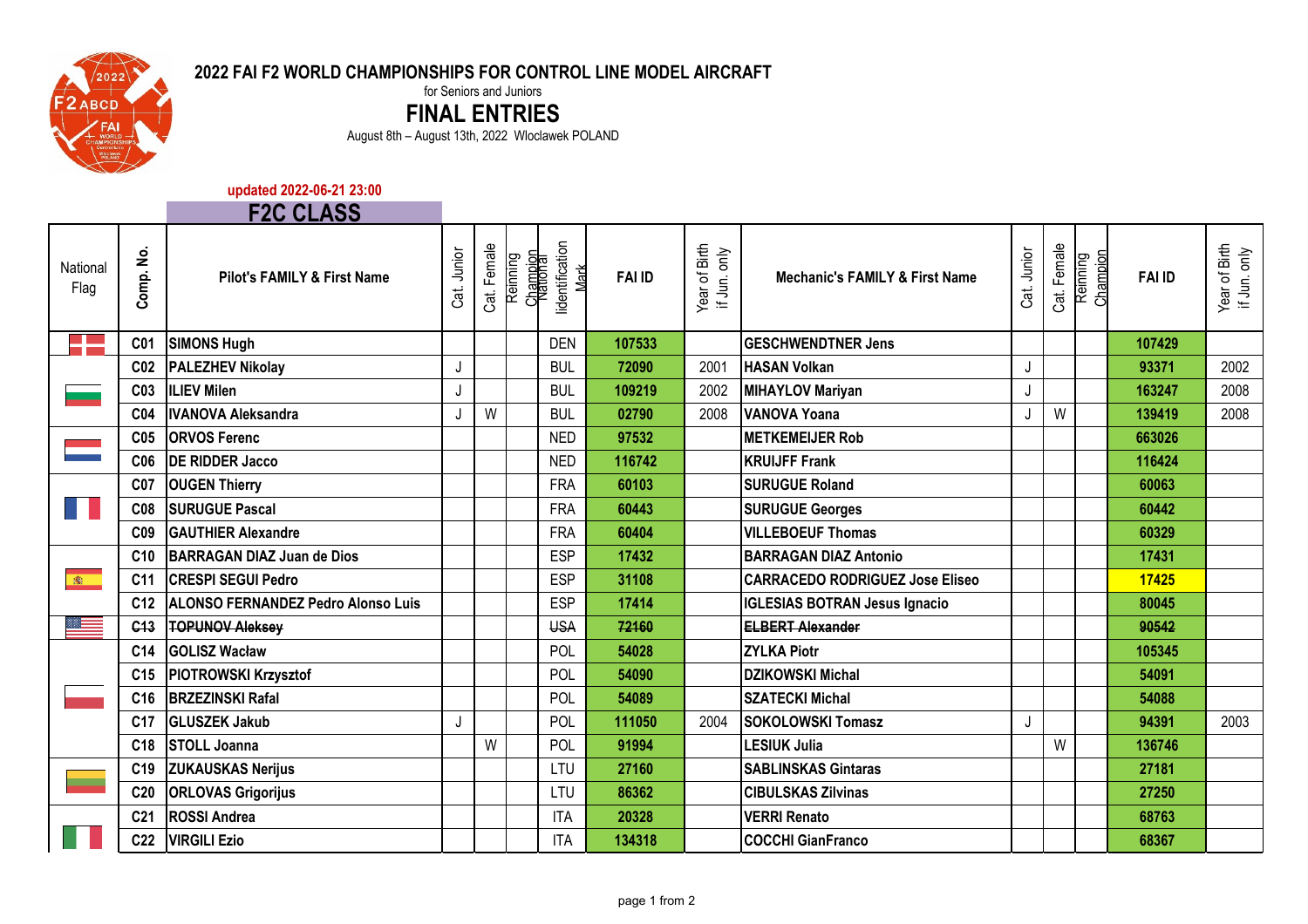# 2022 FAI F2 WORLD CHAMPIONSHIPS FOR CONTROL LINE MODEL AIRCRAFT

for Seniors and Juniors

## FINAL ENTRIES

August 8th – August 13th, 2022 Wloclawek POLAND

updated 2022-06-21 23:00

## F2C CLASS

| National Flag | Comp. No. | Pilot's FAMILY & First Name | Cat. Junior | Cat. Female | Reinning Champion | National Iidentification Mark | FAI ID | Year of Birth if Jun. only | Mechanic's FAMILY & First Name | Cat. Junior | Cat. Female | Reinning Champion | FAI ID | Year of Birth if Jun. only |
|---|---|---|---|---|---|---|---|---|---|---|---|---|---|---|
| | C01 | SIMONS Hugh | | | | DEN | 107533 | | GESCHWENDTNER Jens | | | | 107429 | |
| | C02 | PALEZHEV Nikolay | J | | | BUL | 72090 | 2001 | HASAN Volkan | J | | | 93371 | 2002 |
| | C03 | ILIEV Milen | J | | | BUL | 109219 | 2002 | MIHAYLOV Mariyan | J | | | 163247 | 2008 |
| | C04 | IVANOVA Aleksandra | J | W | | BUL | 02790 | 2008 | VANOVA Yoana | J | W | | 139419 | 2008 |
| | C05 | ORVOS Ferenc | | | | NED | 97532 | | METKEMEIJER Rob | | | | 663026 | |
| | C06 | DE RIDDER Jacco | | | | NED | 116742 | | KRUIJFF Frank | | | | 116424 | |
| | C07 | OUGEN Thierry | | | | FRA | 60103 | | SURUGUE Roland | | | | 60063 | |
| | C08 | SURUGUE Pascal | | | | FRA | 60443 | | SURUGUE Georges | | | | 60442 | |
| | C09 | GAUTHIER Alexandre | | | | FRA | 60404 | | VILLEBOEUF Thomas | | | | 60329 | |
| | C10 | BARRAGAN DIAZ Juan de Dios | | | | ESP | 17432 | | BARRAGAN DIAZ Antonio | | | | 17431 | |
| | C11 | CRESPI SEGUI Pedro | | | | ESP | 31108 | | CARRACEDO RODRIGUEZ Jose Eliseo | | | | 17425 | |
| | C12 | ALONSO FERNANDEZ Pedro Alonso Luis | | | | ESP | 17414 | | IGLESIAS BOTRAN Jesus Ignacio | | | | 80045 | |
| | ~~C13~~ | ~~TOPUNOV Aleksey~~ | | | | ~~USA~~ | ~~72160~~ | | ~~ELBERT Alexander~~ | | | | ~~90542~~ | |
| | C14 | GOLISZ Wacław | | | | POL | 54028 | | ZYLKA Piotr | | | | 105345 | |
| | C15 | PIOTROWSKI Krzysztof | | | | POL | 54090 | | DZIKOWSKI Michal | | | | 54091 | |
| | C16 | BRZEZINSKI Rafal | | | | POL | 54089 | | SZATECKI Michal | | | | 54088 | |
| | C17 | GLUSZEK Jakub | J | | | POL | 111050 | 2004 | SOKOLOWSKI Tomasz | J | | | 94391 | 2003 |
| | C18 | STOLL Joanna | | W | | POL | 91994 | | LESIUK Julia | | W | | 136746 | |
| | C19 | ZUKAUSKAS Nerijus | | | | LTU | 27160 | | SABLINSKAS Gintaras | | | | 27181 | |
| | C20 | ORLOVAS Grigorijus | | | | LTU | 86362 | | CIBULSKAS Zilvinas | | | | 27250 | |
| | C21 | ROSSI Andrea | | | | ITA | 20328 | | VERRI Renato | | | | 68763 | |
| | C22 | VIRGILI Ezio | | | | ITA | 134318 | | COCCHI GianFranco | | | | 68367 | |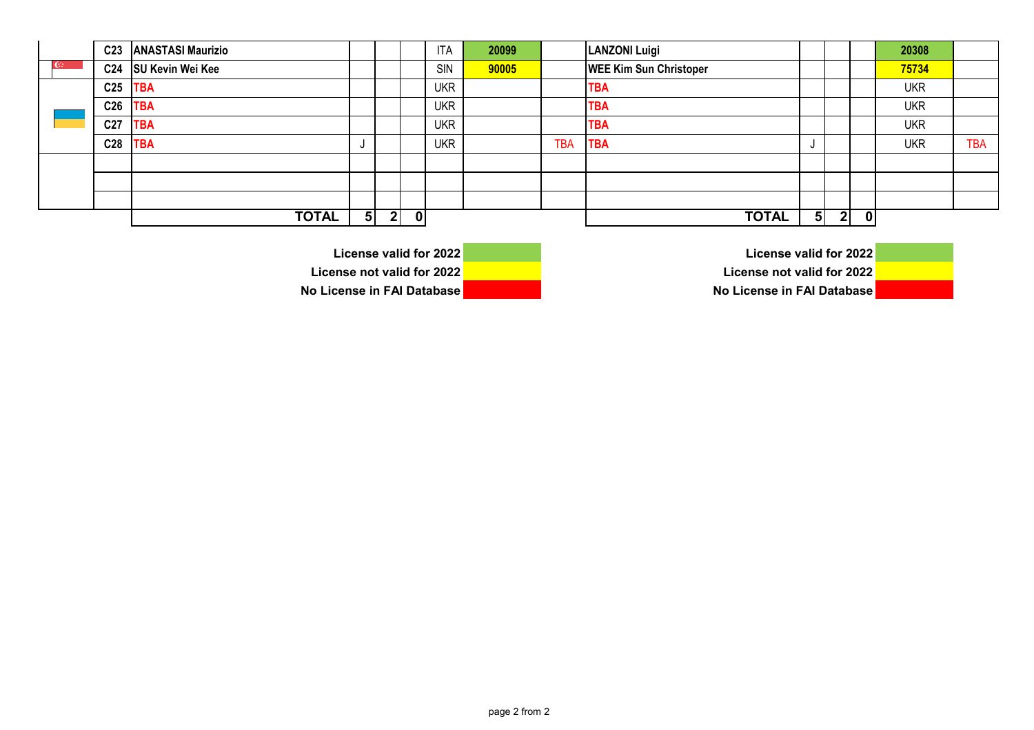| | | | | | | | | | | | | | | | | |
|---|---|---|---|---|---|---|---|---|---|---|---|---|---|---|---|---|
| | C23 | **ANASTASI Maurizio** | | | | ITA | **20099** | | **LANZONI Luigi** | | | | **20308** | |
| | C24 | **SU Kevin Wei Kee** | | | | SIN | **90005** | | **WEE Kim Sun Christoper** | | | | **75734** | |
| | C25 | **TBA** | | | | UKR | | | **TBA** | | | | UKR | |
| | C26 | **TBA** | | | | UKR | | | **TBA** | | | | UKR | |
| | C27 | **TBA** | | | | UKR | | | **TBA** | | | | UKR | |
| | C28 | **TBA** | J | | | UKR | | TBA | **TBA** | J | | | UKR | TBA |
| | | | | | | | | | | | | | | |
| | | | | | | | | | | | | | | |
| | | | | | | | | | | | | | | |
| | | **TOTAL** | **5** | **2** | **0** | | | | **TOTAL** | **5** | **2** | **0** | | |

**License valid for 2022**

**License not valid for 2022**

**No License in FAI Database**

**License valid for 2022**

**License not valid for 2022**

**No License in FAI Database**